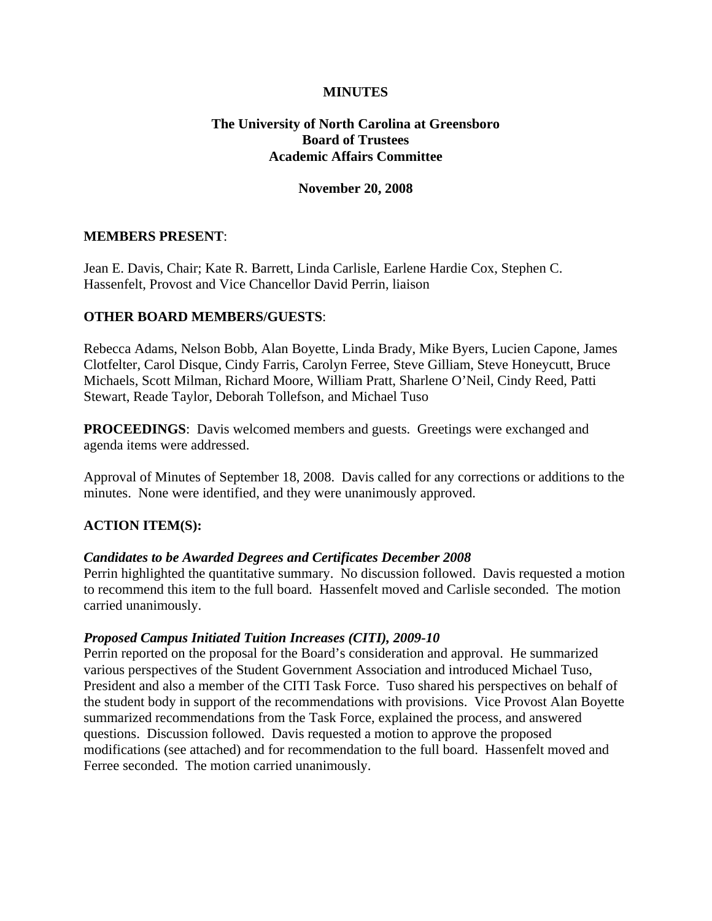**MINUTES**

**The University of North Carolina at Greensboro**
**Board of Trustees**
**Academic Affairs Committee**

**November 20, 2008**

**MEMBERS PRESENT**:

Jean E. Davis, Chair; Kate R. Barrett, Linda Carlisle, Earlene Hardie Cox, Stephen C. Hassenfelt, Provost and Vice Chancellor David Perrin, liaison

**OTHER BOARD MEMBERS/GUESTS**:

Rebecca Adams, Nelson Bobb, Alan Boyette, Linda Brady, Mike Byers, Lucien Capone, James Clotfelter, Carol Disque, Cindy Farris, Carolyn Ferree, Steve Gilliam, Steve Honeycutt, Bruce Michaels, Scott Milman, Richard Moore, William Pratt, Sharlene O'Neil, Cindy Reed, Patti Stewart, Reade Taylor, Deborah Tollefson, and Michael Tuso

**PROCEEDINGS**: Davis welcomed members and guests. Greetings were exchanged and agenda items were addressed.

Approval of Minutes of September 18, 2008. Davis called for any corrections or additions to the minutes. None were identified, and they were unanimously approved.

**ACTION ITEM(S):**

***Candidates to be Awarded Degrees and Certificates December 2008***
Perrin highlighted the quantitative summary. No discussion followed. Davis requested a motion to recommend this item to the full board. Hassenfelt moved and Carlisle seconded. The motion carried unanimously.

***Proposed Campus Initiated Tuition Increases (CITI), 2009-10***
Perrin reported on the proposal for the Board's consideration and approval. He summarized various perspectives of the Student Government Association and introduced Michael Tuso, President and also a member of the CITI Task Force. Tuso shared his perspectives on behalf of the student body in support of the recommendations with provisions. Vice Provost Alan Boyette summarized recommendations from the Task Force, explained the process, and answered questions. Discussion followed. Davis requested a motion to approve the proposed modifications (see attached) and for recommendation to the full board. Hassenfelt moved and Ferree seconded. The motion carried unanimously.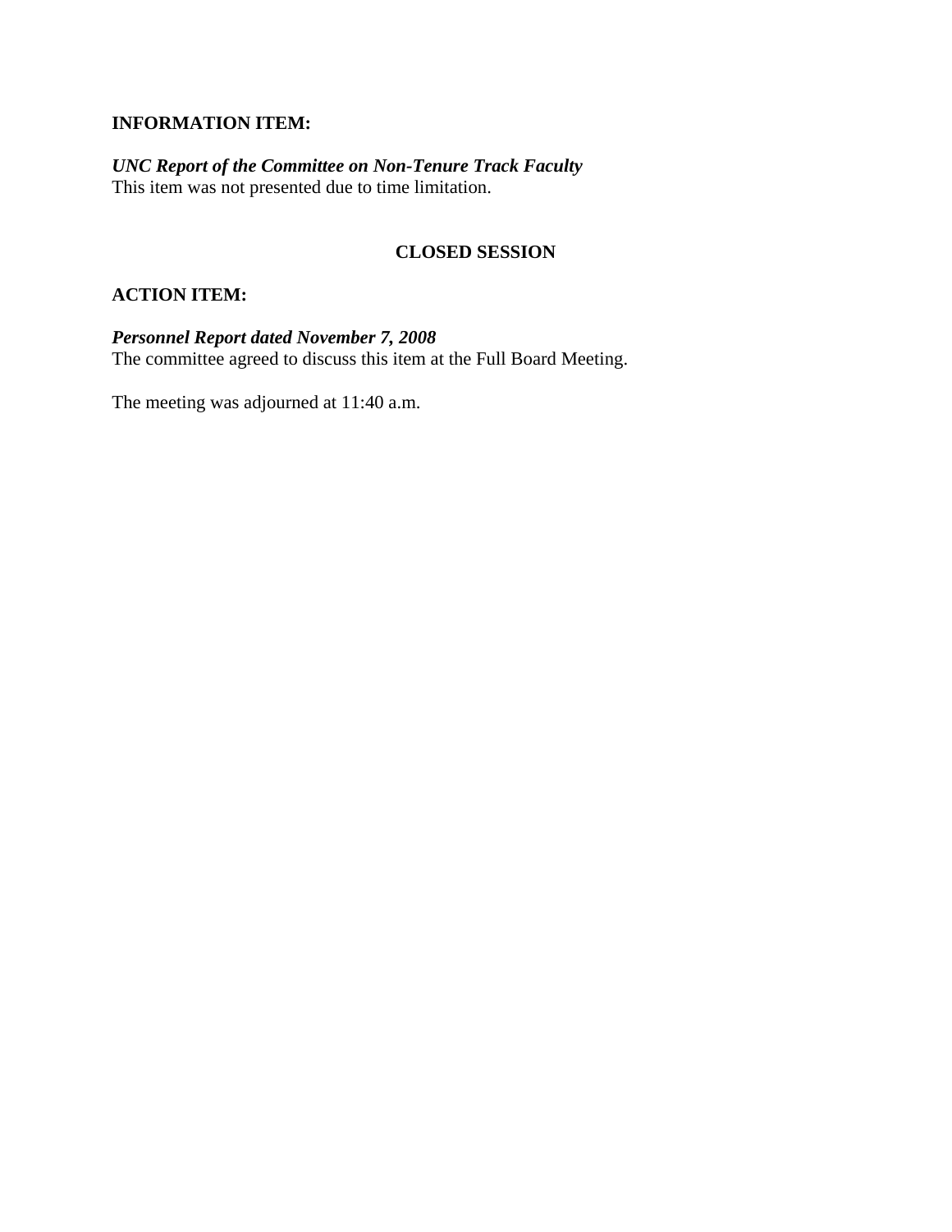**INFORMATION ITEM:**

***UNC Report of the Committee on Non-Tenure Track Faculty***
This item was not presented due to time limitation.

**CLOSED SESSION**

**ACTION ITEM:**

***Personnel Report dated November 7, 2008***
The committee agreed to discuss this item at the Full Board Meeting.

The meeting was adjourned at 11:40 a.m.